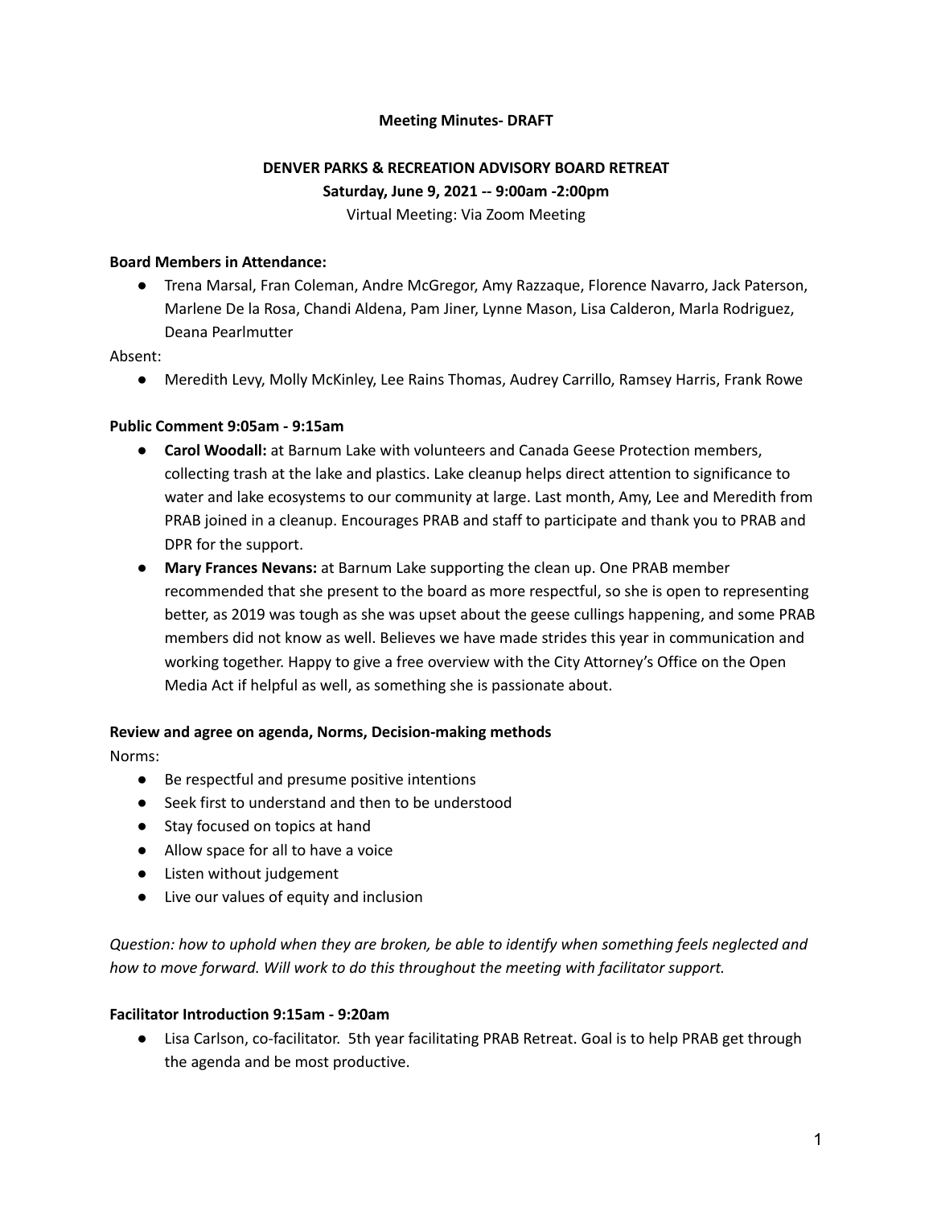**Meeting Minutes- DRAFT**

**DENVER PARKS & RECREATION ADVISORY BOARD RETREAT**

**Saturday, June 9, 2021 -- 9:00am -2:00pm**

Virtual Meeting: Via Zoom Meeting

**Board Members in Attendance:**

- Trena Marsal, Fran Coleman, Andre McGregor, Amy Razzaque, Florence Navarro, Jack Paterson, Marlene De la Rosa, Chandi Aldena, Pam Jiner, Lynne Mason, Lisa Calderon, Marla Rodriguez, Deana Pearlmutter

Absent:

- Meredith Levy, Molly McKinley, Lee Rains Thomas, Audrey Carrillo, Ramsey Harris, Frank Rowe

**Public Comment 9:05am - 9:15am**

- **Carol Woodall:** at Barnum Lake with volunteers and Canada Geese Protection members, collecting trash at the lake and plastics. Lake cleanup helps direct attention to significance to water and lake ecosystems to our community at large. Last month, Amy, Lee and Meredith from PRAB joined in a cleanup. Encourages PRAB and staff to participate and thank you to PRAB and DPR for the support.
- **Mary Frances Nevans:** at Barnum Lake supporting the clean up. One PRAB member recommended that she present to the board as more respectful, so she is open to representing better, as 2019 was tough as she was upset about the geese cullings happening, and some PRAB members did not know as well. Believes we have made strides this year in communication and working together. Happy to give a free overview with the City Attorney's Office on the Open Media Act if helpful as well, as something she is passionate about.

**Review and agree on agenda, Norms, Decision-making methods**

Norms:

- Be respectful and presume positive intentions
- Seek first to understand and then to be understood
- Stay focused on topics at hand
- Allow space for all to have a voice
- Listen without judgement
- Live our values of equity and inclusion

*Question: how to uphold when they are broken, be able to identify when something feels neglected and how to move forward. Will work to do this throughout the meeting with facilitator support.*

**Facilitator Introduction 9:15am - 9:20am**

- Lisa Carlson, co-facilitator. 5th year facilitating PRAB Retreat. Goal is to help PRAB get through the agenda and be most productive.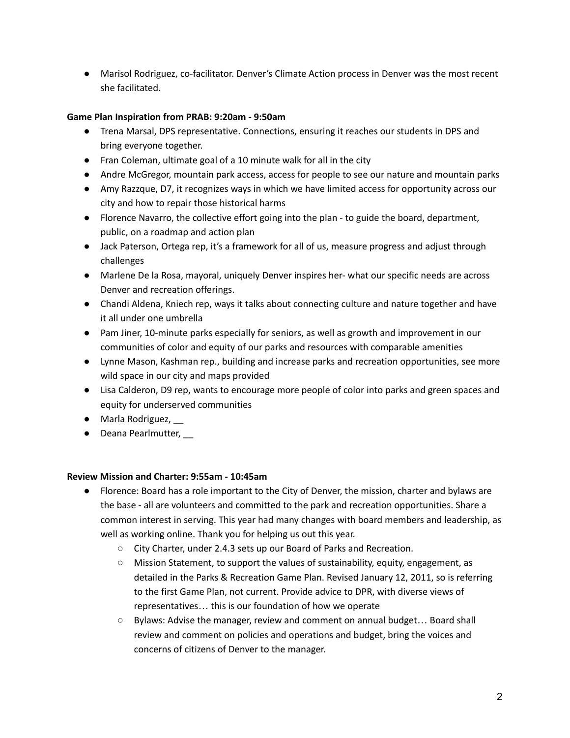- Marisol Rodriguez, co-facilitator. Denver's Climate Action process in Denver was the most recent she facilitated.

**Game Plan Inspiration from PRAB: 9:20am - 9:50am**

- Trena Marsal, DPS representative. Connections, ensuring it reaches our students in DPS and bring everyone together.
- Fran Coleman, ultimate goal of a 10 minute walk for all in the city
- Andre McGregor, mountain park access, access for people to see our nature and mountain parks
- Amy Razzque, D7, it recognizes ways in which we have limited access for opportunity across our city and how to repair those historical harms
- Florence Navarro, the collective effort going into the plan - to guide the board, department, public, on a roadmap and action plan
- Jack Paterson, Ortega rep, it's a framework for all of us, measure progress and adjust through challenges
- Marlene De la Rosa, mayoral, uniquely Denver inspires her- what our specific needs are across Denver and recreation offerings.
- Chandi Aldena, Kniech rep, ways it talks about connecting culture and nature together and have it all under one umbrella
- Pam Jiner, 10-minute parks especially for seniors, as well as growth and improvement in our communities of color and equity of our parks and resources with comparable amenities
- Lynne Mason, Kashman rep., building and increase parks and recreation opportunities, see more wild space in our city and maps provided
- Lisa Calderon, D9 rep, wants to encourage more people of color into parks and green spaces and equity for underserved communities
- Marla Rodriguez, __
- Deana Pearlmutter, __

**Review Mission and Charter: 9:55am - 10:45am**

- Florence: Board has a role important to the City of Denver, the mission, charter and bylaws are the base - all are volunteers and committed to the park and recreation opportunities. Share a common interest in serving. This year had many changes with board members and leadership, as well as working online. Thank you for helping us out this year.
  - City Charter, under 2.4.3 sets up our Board of Parks and Recreation.
  - Mission Statement, to support the values of sustainability, equity, engagement, as detailed in the Parks & Recreation Game Plan. Revised January 12, 2011, so is referring to the first Game Plan, not current. Provide advice to DPR, with diverse views of representatives… this is our foundation of how we operate
  - Bylaws: Advise the manager, review and comment on annual budget… Board shall review and comment on policies and operations and budget, bring the voices and concerns of citizens of Denver to the manager.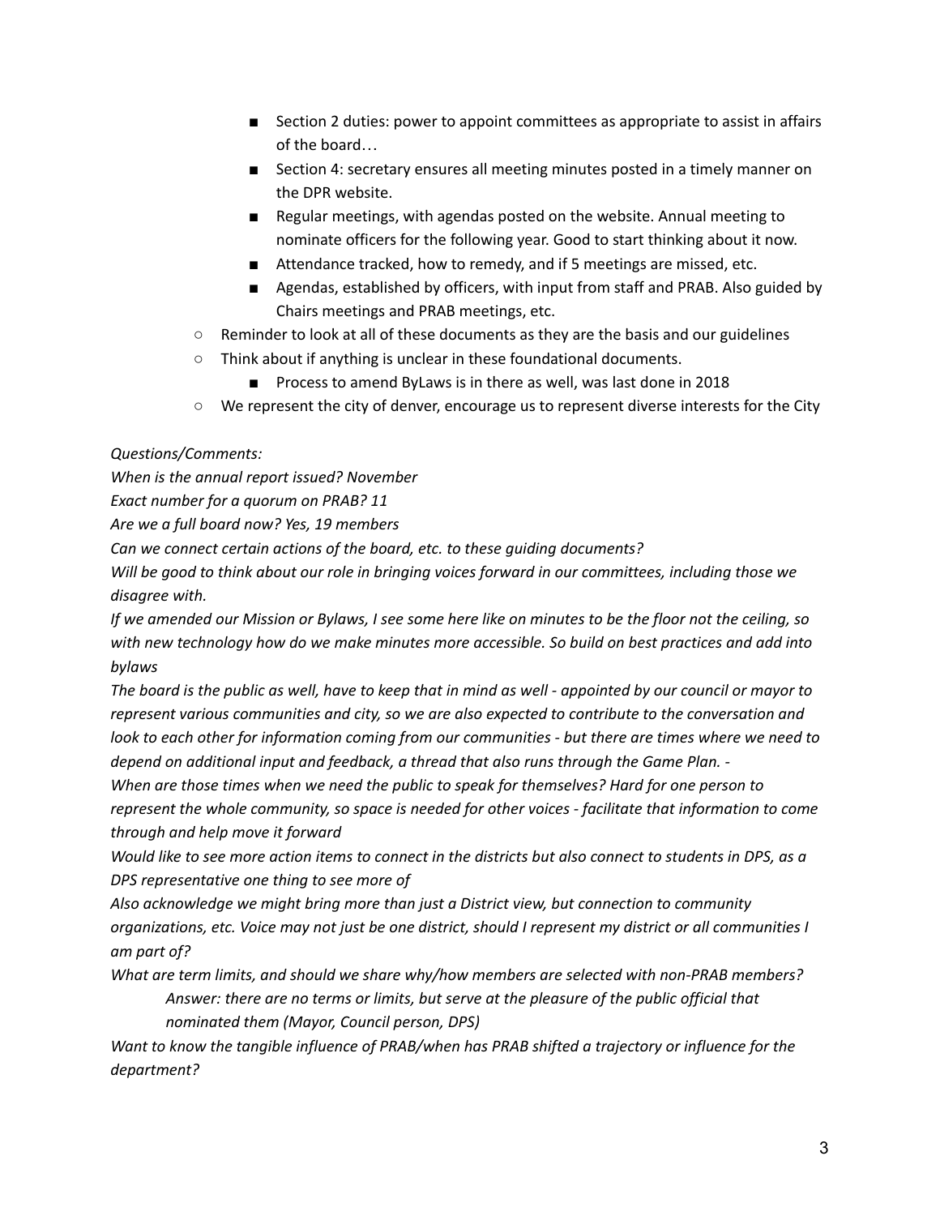- Section 2 duties: power to appoint committees as appropriate to assist in affairs of the board…
        - Section 4: secretary ensures all meeting minutes posted in a timely manner on the DPR website.
        - Regular meetings, with agendas posted on the website. Annual meeting to nominate officers for the following year. Good to start thinking about it now.
        - Attendance tracked, how to remedy, and if 5 meetings are missed, etc.
        - Agendas, established by officers, with input from staff and PRAB. Also guided by Chairs meetings and PRAB meetings, etc.
    - Reminder to look at all of these documents as they are the basis and our guidelines
    - Think about if anything is unclear in these foundational documents.
        - Process to amend ByLaws is in there as well, was last done in 2018
    - We represent the city of denver, encourage us to represent diverse interests for the City

*Questions/Comments:*

*When is the annual report issued? November*

*Exact number for a quorum on PRAB? 11*

*Are we a full board now? Yes, 19 members*

*Can we connect certain actions of the board, etc. to these guiding documents?*

*Will be good to think about our role in bringing voices forward in our committees, including those we disagree with.*

*If we amended our Mission or Bylaws, I see some here like on minutes to be the floor not the ceiling, so with new technology how do we make minutes more accessible. So build on best practices and add into bylaws*

*The board is the public as well, have to keep that in mind as well - appointed by our council or mayor to represent various communities and city, so we are also expected to contribute to the conversation and look to each other for information coming from our communities - but there are times where we need to depend on additional input and feedback, a thread that also runs through the Game Plan. -*

*When are those times when we need the public to speak for themselves? Hard for one person to represent the whole community, so space is needed for other voices - facilitate that information to come through and help move it forward*

*Would like to see more action items to connect in the districts but also connect to students in DPS, as a DPS representative one thing to see more of*

*Also acknowledge we might bring more than just a District view, but connection to community organizations, etc. Voice may not just be one district, should I represent my district or all communities I am part of?*

*What are term limits, and should we share why/how members are selected with non-PRAB members?*

> *Answer: there are no terms or limits, but serve at the pleasure of the public official that nominated them (Mayor, Council person, DPS)*

*Want to know the tangible influence of PRAB/when has PRAB shifted a trajectory or influence for the department?*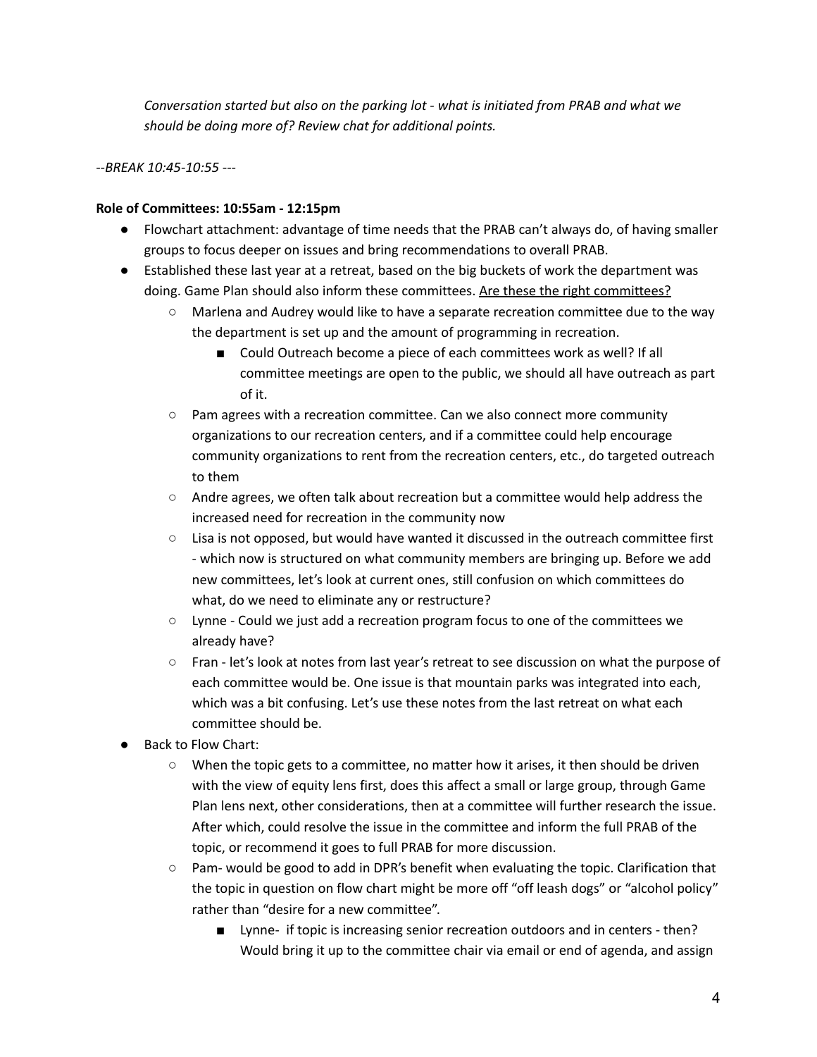*Conversation started but also on the parking lot - what is initiated from PRAB and what we should be doing more of? Review chat for additional points.*

*--BREAK 10:45-10:55 ---*

**Role of Committees: 10:55am - 12:15pm**

- Flowchart attachment: advantage of time needs that the PRAB can't always do, of having smaller groups to focus deeper on issues and bring recommendations to overall PRAB.
- Established these last year at a retreat, based on the big buckets of work the department was doing. Game Plan should also inform these committees. <u>Are these the right committees?</u>
  - Marlena and Audrey would like to have a separate recreation committee due to the way the department is set up and the amount of programming in recreation.
    - Could Outreach become a piece of each committees work as well? If all committee meetings are open to the public, we should all have outreach as part of it.
  - Pam agrees with a recreation committee. Can we also connect more community organizations to our recreation centers, and if a committee could help encourage community organizations to rent from the recreation centers, etc., do targeted outreach to them
  - Andre agrees, we often talk about recreation but a committee would help address the increased need for recreation in the community now
  - Lisa is not opposed, but would have wanted it discussed in the outreach committee first - which now is structured on what community members are bringing up. Before we add new committees, let's look at current ones, still confusion on which committees do what, do we need to eliminate any or restructure?
  - Lynne - Could we just add a recreation program focus to one of the committees we already have?
  - Fran - let's look at notes from last year's retreat to see discussion on what the purpose of each committee would be. One issue is that mountain parks was integrated into each, which was a bit confusing. Let's use these notes from the last retreat on what each committee should be.
- Back to Flow Chart:
  - When the topic gets to a committee, no matter how it arises, it then should be driven with the view of equity lens first, does this affect a small or large group, through Game Plan lens next, other considerations, then at a committee will further research the issue. After which, could resolve the issue in the committee and inform the full PRAB of the topic, or recommend it goes to full PRAB for more discussion.
  - Pam- would be good to add in DPR's benefit when evaluating the topic. Clarification that the topic in question on flow chart might be more off "off leash dogs" or "alcohol policy" rather than "desire for a new committee".
    - Lynne- if topic is increasing senior recreation outdoors and in centers - then? Would bring it up to the committee chair via email or end of agenda, and assign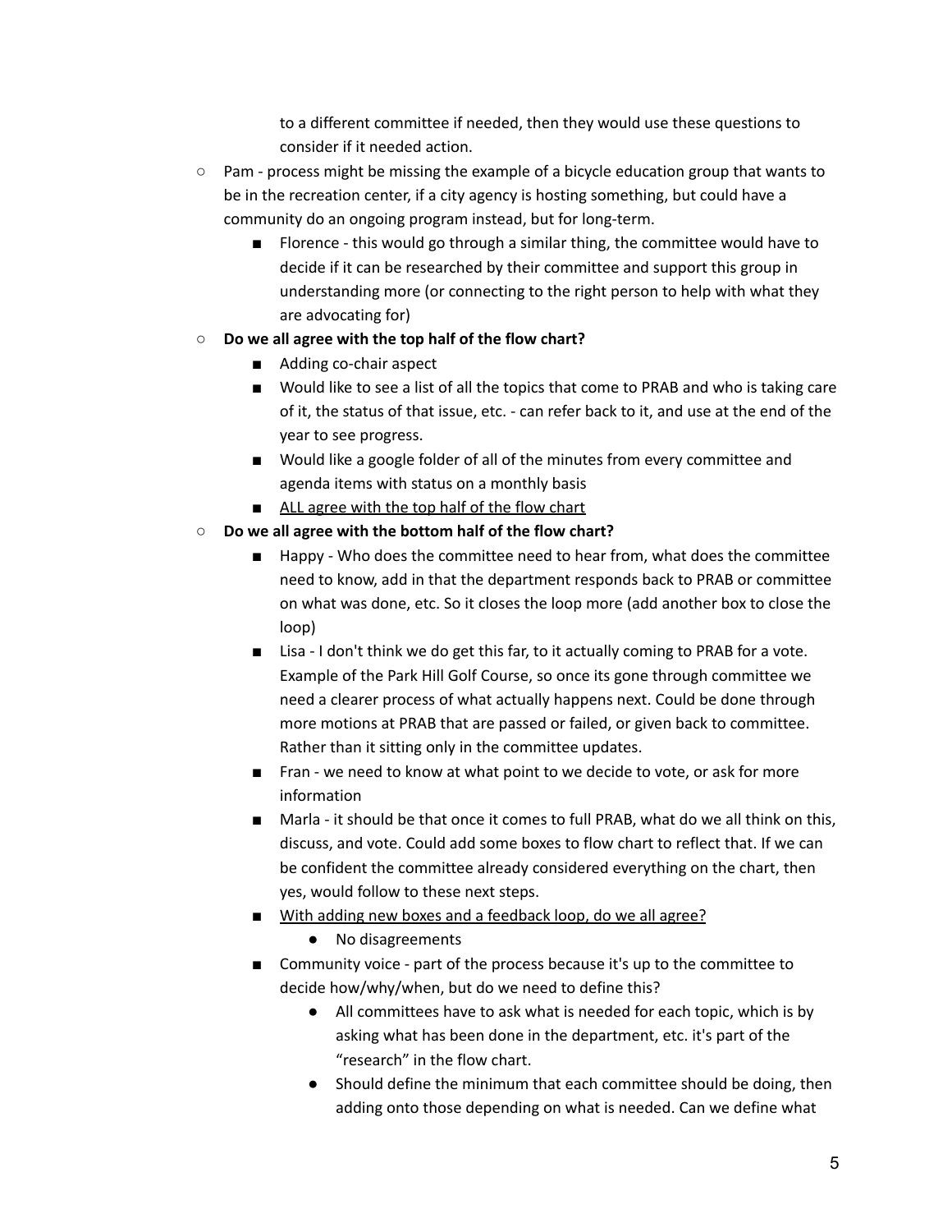to a different committee if needed, then they would use these questions to consider if it needed action.

- Pam - process might be missing the example of a bicycle education group that wants to be in the recreation center, if a city agency is hosting something, but could have a community do an ongoing program instead, but for long-term.
    - Florence - this would go through a similar thing, the committee would have to decide if it can be researched by their committee and support this group in understanding more (or connecting to the right person to help with what they are advocating for)
- **Do we all agree with the top half of the flow chart?**
    - Adding co-chair aspect
    - Would like to see a list of all the topics that come to PRAB and who is taking care of it, the status of that issue, etc. - can refer back to it, and use at the end of the year to see progress.
    - Would like a google folder of all of the minutes from every committee and agenda items with status on a monthly basis
    - <u>ALL agree with the top half of the flow chart</u>
- **Do we all agree with the bottom half of the flow chart?**
    - Happy - Who does the committee need to hear from, what does the committee need to know, add in that the department responds back to PRAB or committee on what was done, etc. So it closes the loop more (add another box to close the loop)
    - Lisa - I don't think we do get this far, to it actually coming to PRAB for a vote. Example of the Park Hill Golf Course, so once its gone through committee we need a clearer process of what actually happens next. Could be done through more motions at PRAB that are passed or failed, or given back to committee. Rather than it sitting only in the committee updates.
    - Fran - we need to know at what point to we decide to vote, or ask for more information
    - Marla - it should be that once it comes to full PRAB, what do we all think on this, discuss, and vote. Could add some boxes to flow chart to reflect that. If we can be confident the committee already considered everything on the chart, then yes, would follow to these next steps.
    - <u>With adding new boxes and a feedback loop, do we all agree?</u>
        - No disagreements
    - Community voice - part of the process because it's up to the committee to decide how/why/when, but do we need to define this?
        - All committees have to ask what is needed for each topic, which is by asking what has been done in the department, etc. it's part of the "research" in the flow chart.
        - Should define the minimum that each committee should be doing, then adding onto those depending on what is needed. Can we define what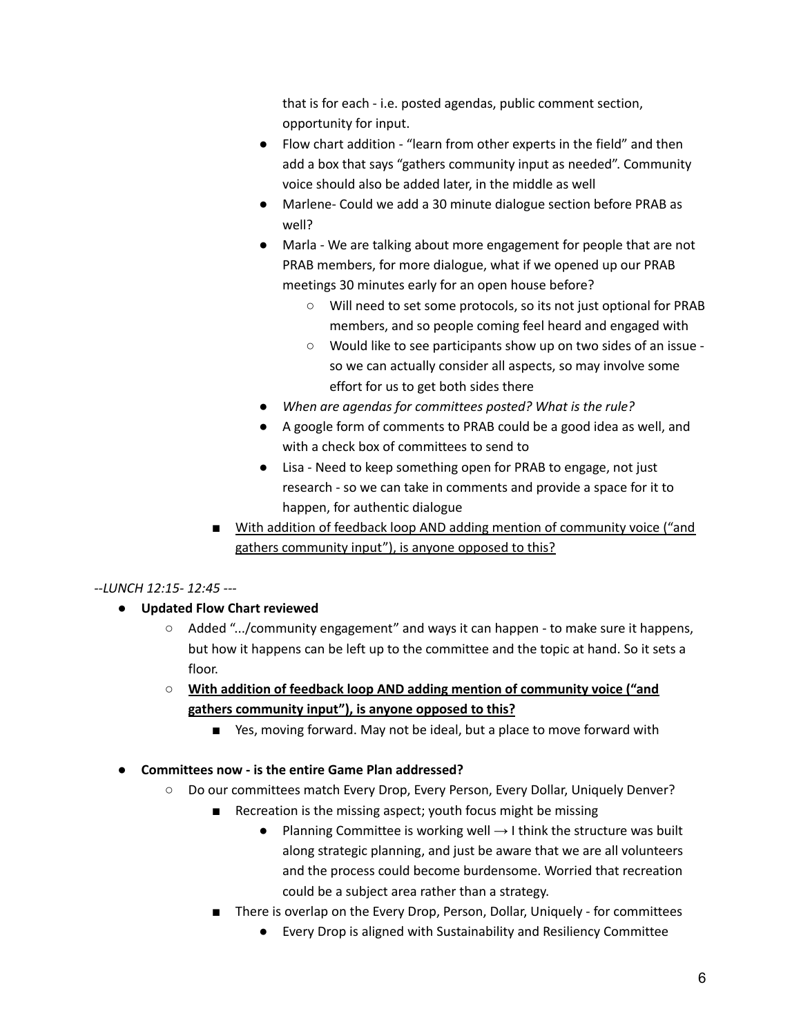that is for each - i.e. posted agendas, public comment section, opportunity for input.

   - Flow chart addition - "learn from other experts in the field" and then add a box that says "gathers community input as needed". Community voice should also be added later, in the middle as well
   - Marlene- Could we add a 30 minute dialogue section before PRAB as well?
   - Marla - We are talking about more engagement for people that are not PRAB members, for more dialogue, what if we opened up our PRAB meetings 30 minutes early for an open house before?
     - Will need to set some protocols, so its not just optional for PRAB members, and so people coming feel heard and engaged with
     - Would like to see participants show up on two sides of an issue - so we can actually consider all aspects, so may involve some effort for us to get both sides there
   - *When are agendas for committees posted? What is the rule?*
   - A google form of comments to PRAB could be a good idea as well, and with a check box of committees to send to
   - Lisa - Need to keep something open for PRAB to engage, not just research - so we can take in comments and provide a space for it to happen, for authentic dialogue
 - <u>With addition of feedback loop AND adding mention of community voice ("and gathers community input"), is anyone opposed to this?</u>

*--LUNCH 12:15- 12:45 ---*

- **Updated Flow Chart reviewed**
  - Added ".../community engagement" and ways it can happen - to make sure it happens, but how it happens can be left up to the committee and the topic at hand. So it sets a floor.
  - **<u>With addition of feedback loop AND adding mention of community voice ("and gathers community input"), is anyone opposed to this?</u>**
    - Yes, moving forward. May not be ideal, but a place to move forward with

- **Committees now - is the entire Game Plan addressed?**
  - Do our committees match Every Drop, Every Person, Every Dollar, Uniquely Denver?
    - Recreation is the missing aspect; youth focus might be missing
      - Planning Committee is working well → I think the structure was built along strategic planning, and just be aware that we are all volunteers and the process could become burdensome. Worried that recreation could be a subject area rather than a strategy.
    - There is overlap on the Every Drop, Person, Dollar, Uniquely - for committees
      - Every Drop is aligned with Sustainability and Resiliency Committee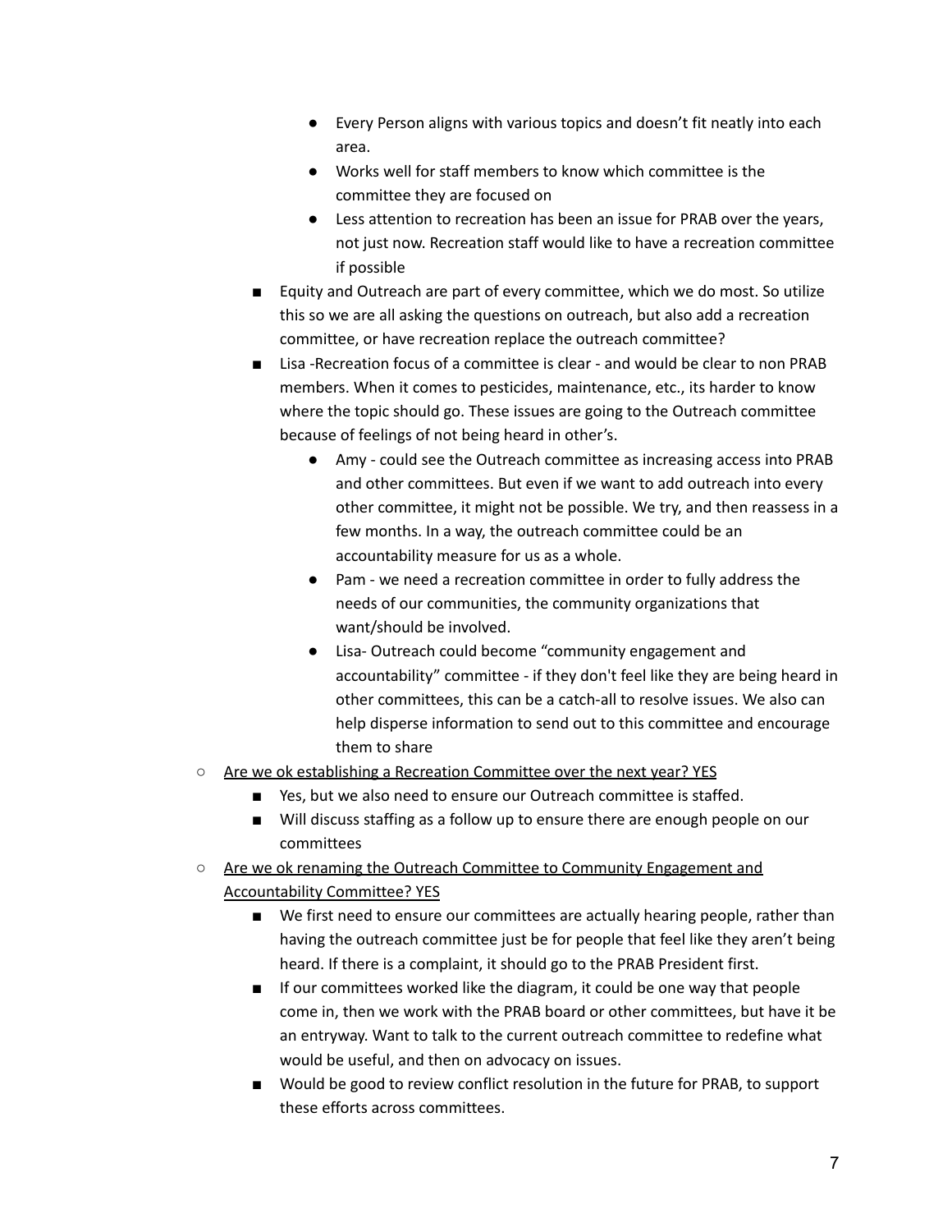- Every Person aligns with various topics and doesn't fit neatly into each area.
        - Works well for staff members to know which committee is the committee they are focused on
        - Less attention to recreation has been an issue for PRAB over the years, not just now. Recreation staff would like to have a recreation committee if possible
    - Equity and Outreach are part of every committee, which we do most. So utilize this so we are all asking the questions on outreach, but also add a recreation committee, or have recreation replace the outreach committee?
    - Lisa -Recreation focus of a committee is clear - and would be clear to non PRAB members. When it comes to pesticides, maintenance, etc., its harder to know where the topic should go. These issues are going to the Outreach committee because of feelings of not being heard in other's.
        - Amy - could see the Outreach committee as increasing access into PRAB and other committees. But even if we want to add outreach into every other committee, it might not be possible. We try, and then reassess in a few months. In a way, the outreach committee could be an accountability measure for us as a whole.
        - Pam - we need a recreation committee in order to fully address the needs of our communities, the community organizations that want/should be involved.
        - Lisa- Outreach could become "community engagement and accountability" committee - if they don't feel like they are being heard in other committees, this can be a catch-all to resolve issues. We also can help disperse information to send out to this committee and encourage them to share
- <u>Are we ok establishing a Recreation Committee over the next year? YES</u>
    - Yes, but we also need to ensure our Outreach committee is staffed.
    - Will discuss staffing as a follow up to ensure there are enough people on our committees
- <u>Are we ok renaming the Outreach Committee to Community Engagement and Accountability Committee? YES</u>
    - We first need to ensure our committees are actually hearing people, rather than having the outreach committee just be for people that feel like they aren't being heard. If there is a complaint, it should go to the PRAB President first.
    - If our committees worked like the diagram, it could be one way that people come in, then we work with the PRAB board or other committees, but have it be an entryway. Want to talk to the current outreach committee to redefine what would be useful, and then on advocacy on issues.
    - Would be good to review conflict resolution in the future for PRAB, to support these efforts across committees.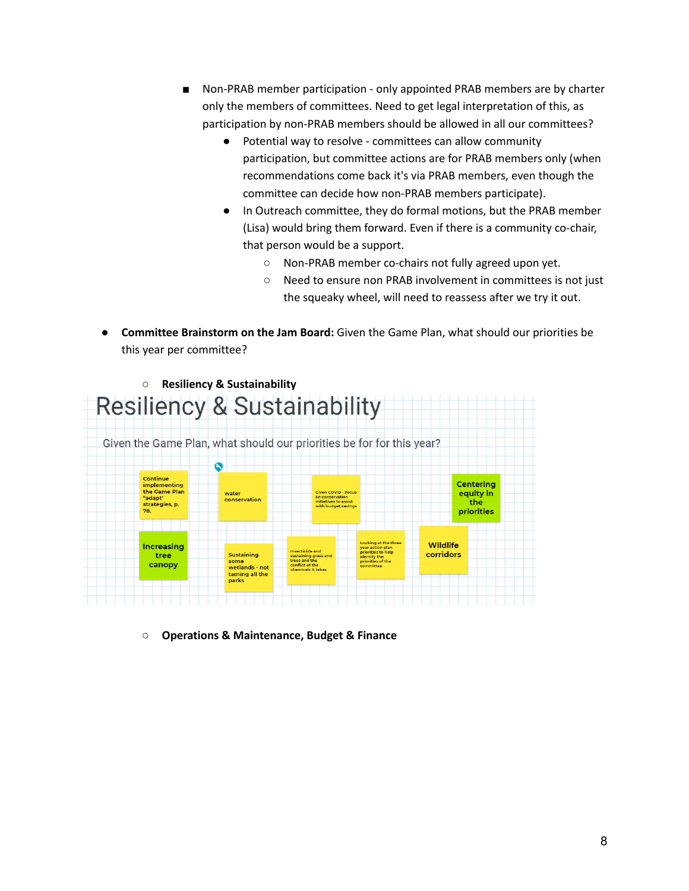- Non-PRAB member participation - only appointed PRAB members are by charter only the members of committees. Need to get legal interpretation of this, as participation by non-PRAB members should be allowed in all our committees?
  - Potential way to resolve - committees can allow community participation, but committee actions are for PRAB members only (when recommendations come back it's via PRAB members, even though the committee can decide how non-PRAB members participate).
  - In Outreach committee, they do formal motions, but the PRAB member (Lisa) would bring them forward. Even if there is a community co-chair, that person would be a support.
    - Non-PRAB member co-chairs not fully agreed upon yet.
    - Need to ensure non PRAB involvement in committees is not just the squeaky wheel, will need to reassess after we try it out.

- **Committee Brainstorm on the Jam Board:** Given the Game Plan, what should our priorities be this year per committee?
  - **Resiliency & Sustainability**

Resiliency & Sustainability

Given the Game Plan, what should our priorities be for for this year?

- Continue implementing the Game Plan "adapt" strategies, p. 78.
- water conservation
- Given COVID - Focus on conservation initiatives to assist with budget savings
- Centering equity in the priorities
- Increasing tree canopy
- Sustaining some wetlands - not taming all the parks
- Insecticide and sustaining grass and trees and the conflict of the chemicals it takes
- Looking at the three year action plan priorities to help identify the priorities of the committee
- Wildlife corridors

  - **Operations & Maintenance, Budget & Finance**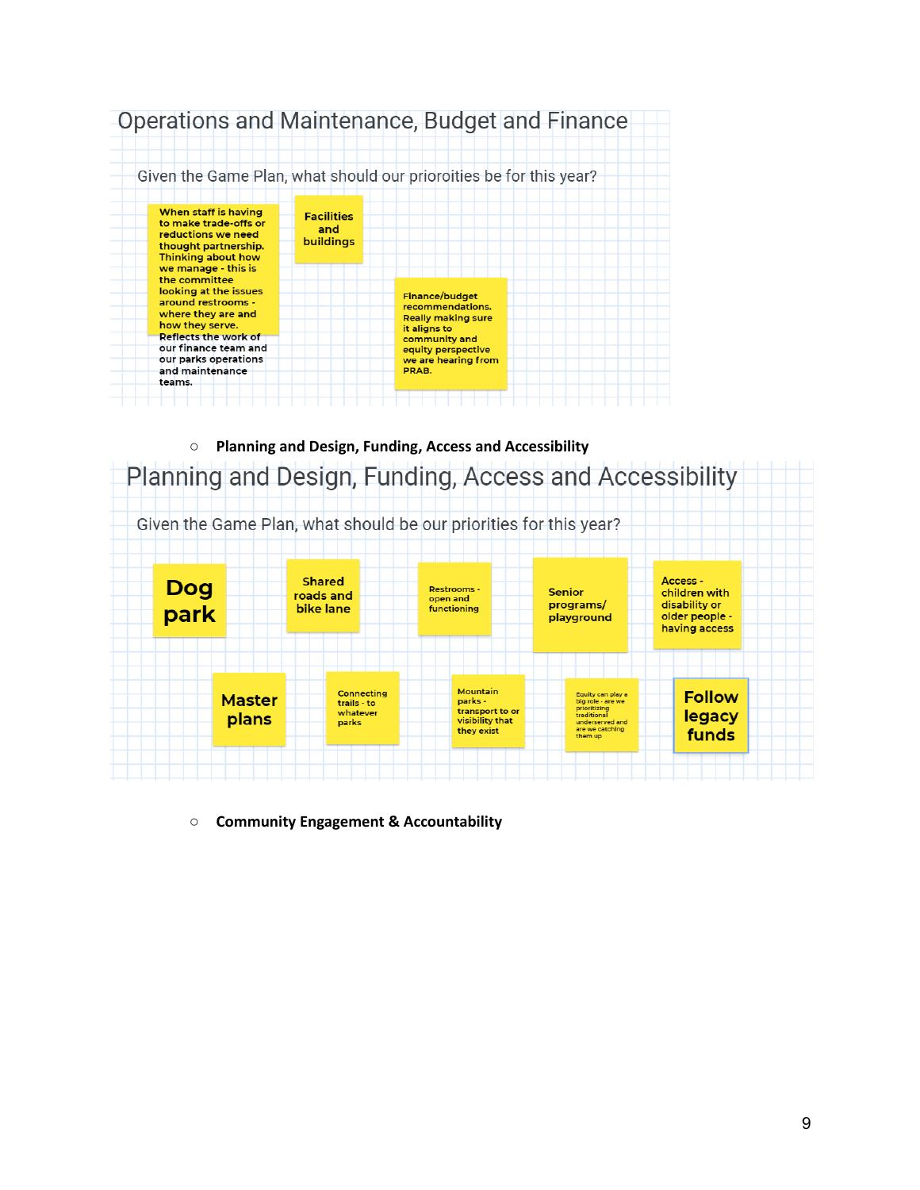## Operations and Maintenance, Budget and Finance

Given the Game Plan, what should our prioroities be for this year?

- When staff is having to make trade-offs or reductions we need thought partnership. Thinking about how we manage - this is the committee looking at the issues around restrooms - where they are and how they serve. Reflects the work of our finance team and our parks operations and maintenance teams.
- Facilities and buildings
- Finance/budget recommendations. Really making sure it aligns to community and equity perspective we are hearing from PRAB.

- **Planning and Design, Funding, Access and Accessibility**

## Planning and Design, Funding, Access and Accessibility

Given the Game Plan, what should be our priorities for this year?

- Dog park
- Shared roads and bike lane
- Restrooms - open and functioning
- Senior programs/ playground
- Access - children with disability or older people - having access
- Master plans
- Connecting trails - to whatever parks
- Mountain parks - transport to or visibility that they exist
- Equity can play a big role - are we prioritizing traditional underserved and are we catching them up
- Follow legacy funds

- **Community Engagement & Accountability**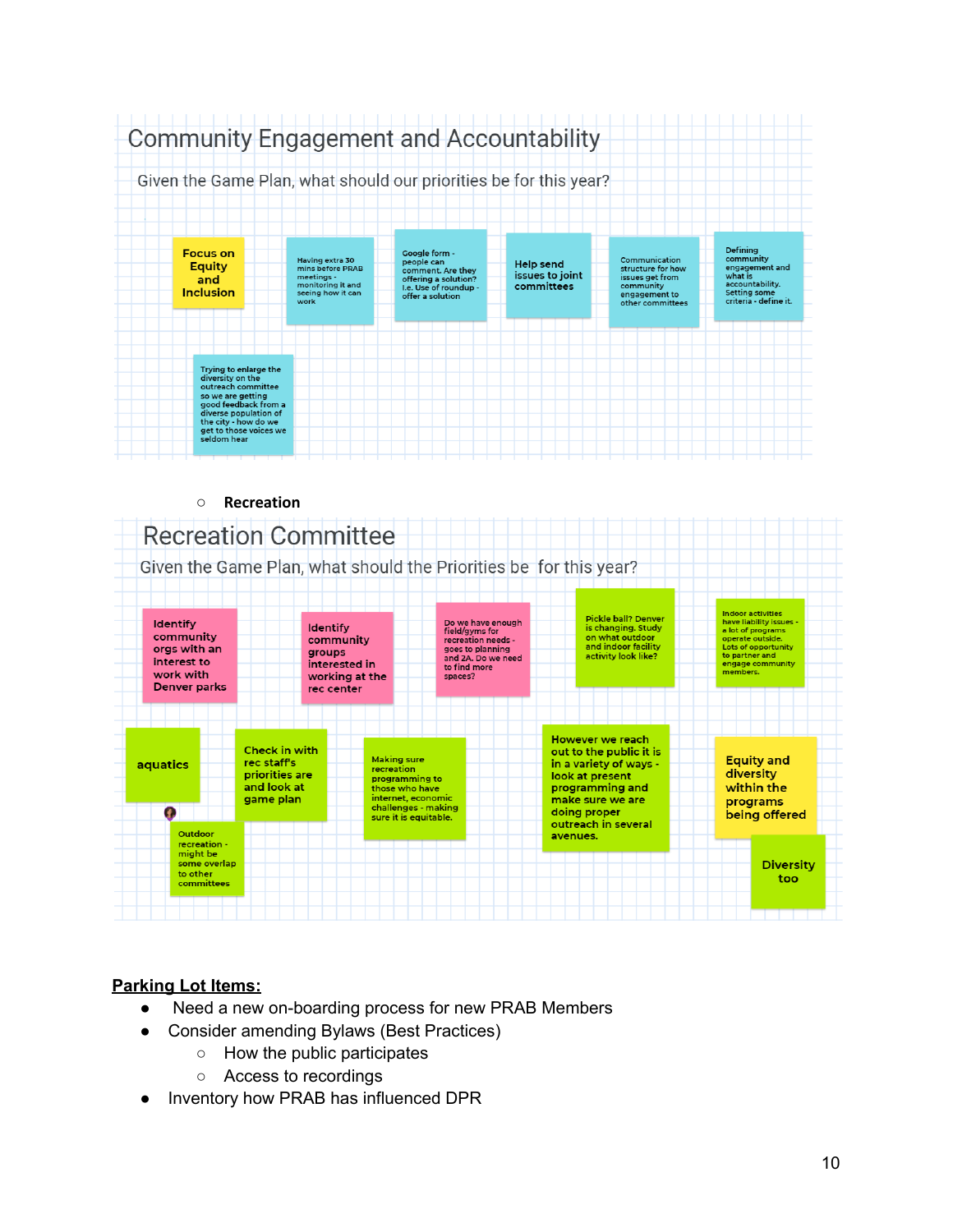## Community Engagement and Accountability

Given the Game Plan, what should our priorities be for this year?

- Focus on Equity and Inclusion
- Having extra 30 mins before PRAB meetings - monitoring it and seeing how it can work
- Google form - people can comment. Are they offering a solution? I.e. Use of roundup - offer a solution
- Help send issues to joint committees
- Communication structure for how issues get from community engagement to other committees
- Defining community engagement and what is accountability. Setting some criteria - define it.
- Trying to enlarge the diversity on the outreach committee so we are getting good feedback from a diverse population of the city - how do we get to those voices we seldom hear

- **Recreation**

## Recreation Committee

Given the Game Plan, what should the Priorities be for this year?

- Identify community orgs with an interest to work with Denver parks
- Identify community groups interested in working at the rec center
- Do we have enough field/gyms for recreation needs - goes to planning and 2A. Do we need to find more spaces?
- Pickle ball? Denver is changing. Study on what outdoor and indoor facility activity look like?
- Indoor activities have liability issues - a lot of programs operate outside. Lots of opportunity to partner and engage community members.
- aquatics
- Outdoor recreation - might be some overlap to other committees
- Check in with rec staff's priorities are and look at game plan
- Making sure recreation programming to those who have internet, economic challenges - making sure it is equitable.
- However we reach out to the public it is in a variety of ways - look at present programming and make sure we are doing proper outreach in several avenues.
- Equity and diversity within the programs being offered
- Diversity too

**Parking Lot Items:**

- Need a new on-boarding process for new PRAB Members
- Consider amending Bylaws (Best Practices)
  - How the public participates
  - Access to recordings
- Inventory how PRAB has influenced DPR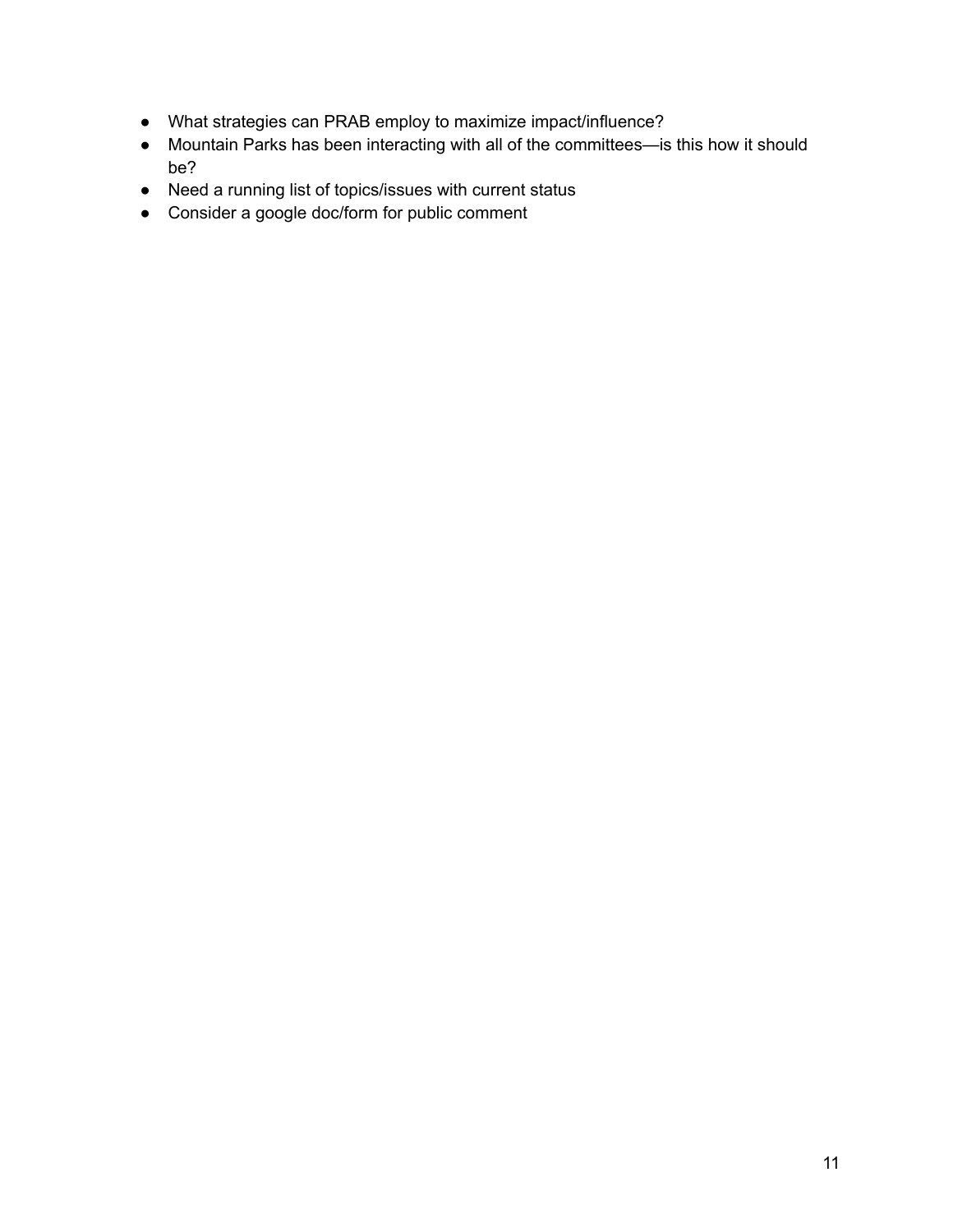- What strategies can PRAB employ to maximize impact/influence?
- Mountain Parks has been interacting with all of the committees—is this how it should be?
- Need a running list of topics/issues with current status
- Consider a google doc/form for public comment